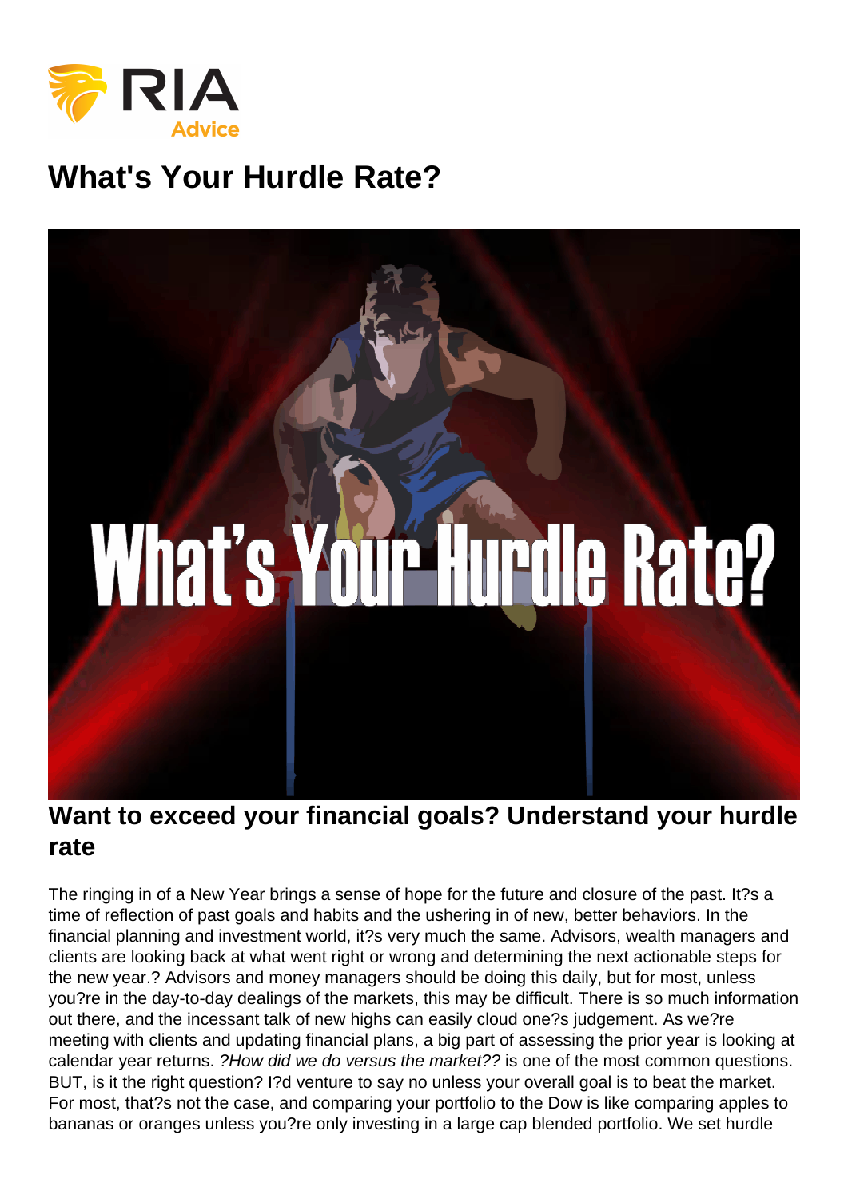# What's Your Hurdle Rate?

## Want to exceed your financial goals? Understand your hurdle rate

The ringing in of a New Year brings a sense of hope for the future and closure of the past. It?s a time of reflection of past goals and habits and the ushering in of new, better behaviors. In the financial planning and investment world, it?s very much the same. Advisors, wealth managers and clients are looking back at what went right or wrong and determining the next actionable steps for the new year.? Advisors and money managers should be doing this daily, but for most, unless you?re in the day-to-day dealings of the markets, this may be difficult. There is so much information out there, and the incessant talk of new highs can easily cloud one?s judgement. As we?re meeting with clients and updating financial plans, a big part of assessing the prior year is looking at calendar year returns. *?How did we do versus the market??* is one of the most common questions. BUT, is it the right question? I?d venture to say no unless your overall goal is to beat the market. For most, that?s not the case, and comparing your portfolio to the Dow is like comparing apples to bananas or oranges unless you?re only investing in a large cap blended portfolio. We set hurdle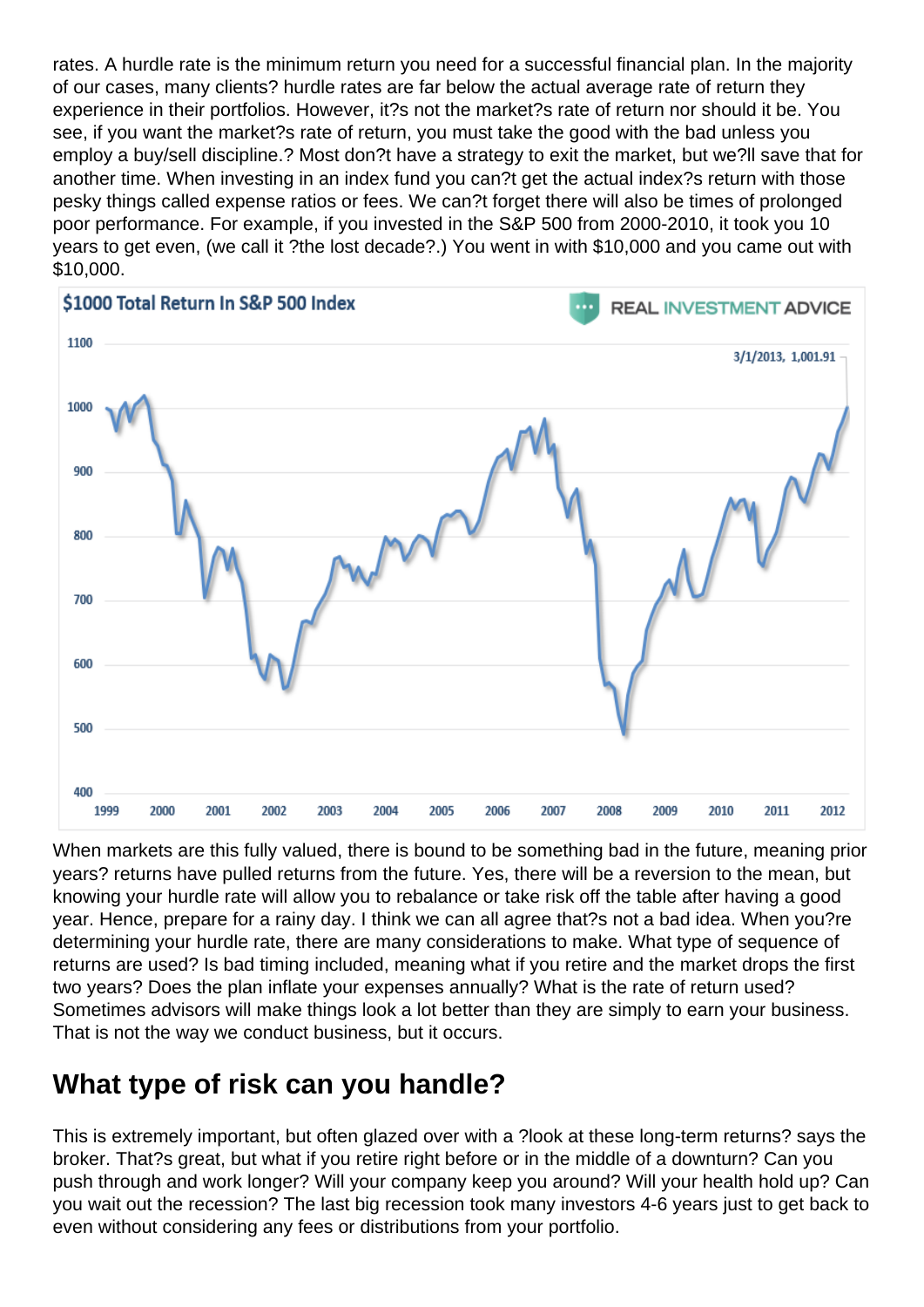rates. A hurdle rate is the minimum return you need for a successful financial plan. In the majority of our cases, many clients? hurdle rates are far below the actual average rate of return they experience in their portfolios. However, it?s not the market?s rate of return nor should it be. You see, if you want the market?s rate of return, you must take the good with the bad unless you employ a buy/sell discipline.? Most don?t have a strategy to exit the market, but we?ll save that for another time. When investing in an index fund you can?t get the actual index?s return with those pesky things called expense ratios or fees. We can?t forget there will also be times of prolonged poor performance. For example, if you invested in the S&P 500 from 2000-2010, it took you 10 years to get even, (we call it ?the lost decade?.) You went in with $10,000 and you came out with $10,000.

$1000 Total Return In S&P 500 Index

REAL INVESTMENT ADVICE

3/1/2013, 1,001.91

1100
1000
900
800
700
600
500
400

1999 2000 2001 2002 2003 2004 2005 2006 2007 2008 2009 2010 2011 2012

When markets are this fully valued, there is bound to be something bad in the future, meaning prior years? returns have pulled returns from the future. Yes, there will be a reversion to the mean, but knowing your hurdle rate will allow you to rebalance or take risk off the table after having a good year. Hence, prepare for a rainy day. I think we can all agree that?s not a bad idea. When you?re determining your hurdle rate, there are many considerations to make. What type of sequence of returns are used? Is bad timing included, meaning what if you retire and the market drops the first two years? Does the plan inflate your expenses annually? What is the rate of return used? Sometimes advisors will make things look a lot better than they are simply to earn your business. That is not the way we conduct business, but it occurs.

## What type of risk can you handle?

This is extremely important, but often glazed over with a ?look at these long-term returns? says the broker. That?s great, but what if you retire right before or in the middle of a downturn? Can you push through and work longer? Will your company keep you around? Will your health hold up? Can you wait out the recession? The last big recession took many investors 4-6 years just to get back to even without considering any fees or distributions from your portfolio.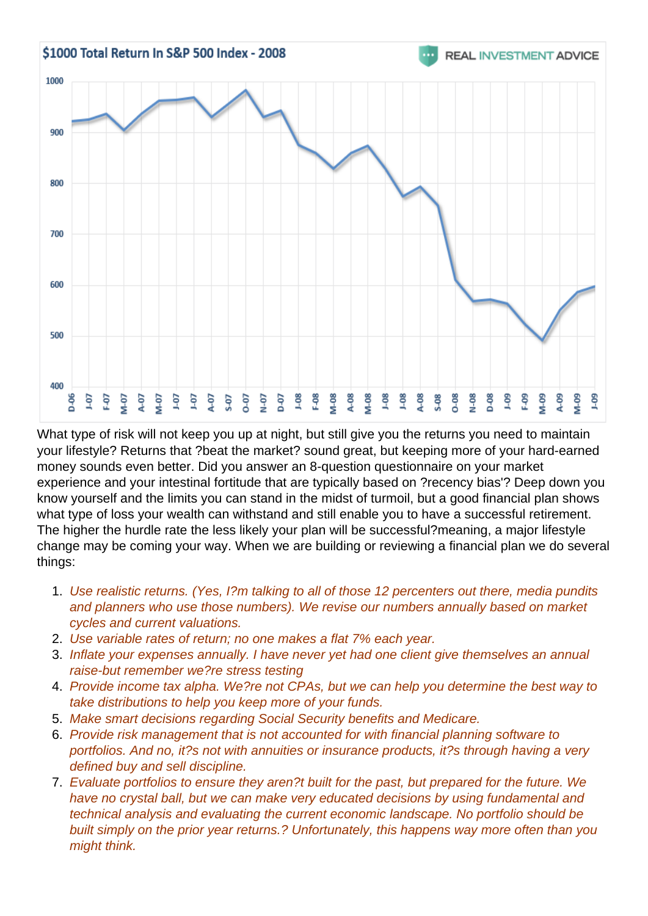$1000 Total Return In S&P 500 Index - 2008

REAL INVESTMENT ADVICE

1000
900
800
700
600
500
400

D-06 J-07 F-07 M-07 A-07 M-07 J-07 J-07 A-07 S-07 O-07 N-07 D-07 J-08 F-08 M-08 A-08 M-08 J-08 J-08 A-08 S-08 O-08 N-08 D-08 J-09 F-09 M-09 A-09 M-09 J-09

What type of risk will not keep you up at night, but still give you the returns you need to maintain your lifestyle? Returns that ?beat the market? sound great, but keeping more of your hard-earned money sounds even better. Did you answer an 8-question questionnaire on your market experience and your intestinal fortitude that are typically based on ?recency bias'? Deep down you know yourself and the limits you can stand in the midst of turmoil, but a good financial plan shows what type of loss your wealth can withstand and still enable you to have a successful retirement. The higher the hurdle rate the less likely your plan will be successful?meaning, a major lifestyle change may be coming your way. When we are building or reviewing a financial plan we do several things:

1. *Use realistic returns. (Yes, I?m talking to all of those 12 percenters out there, media pundits and planners who use those numbers). We revise our numbers annually based on market cycles and current valuations.*
2. *Use variable rates of return; no one makes a flat 7% each year.*
3. *Inflate your expenses annually. I have never yet had one client give themselves an annual raise-but remember we?re stress testing*
4. *Provide income tax alpha. We?re not CPAs, but we can help you determine the best way to take distributions to help you keep more of your funds.*
5. *Make smart decisions regarding Social Security benefits and Medicare.*
6. *Provide risk management that is not accounted for with financial planning software to portfolios. And no, it?s not with annuities or insurance products, it?s through having a very defined buy and sell discipline.*
7. *Evaluate portfolios to ensure they aren?t built for the past, but prepared for the future. We have no crystal ball, but we can make very educated decisions by using fundamental and technical analysis and evaluating the current economic landscape. No portfolio should be built simply on the prior year returns.? Unfortunately, this happens way more often than you might think.*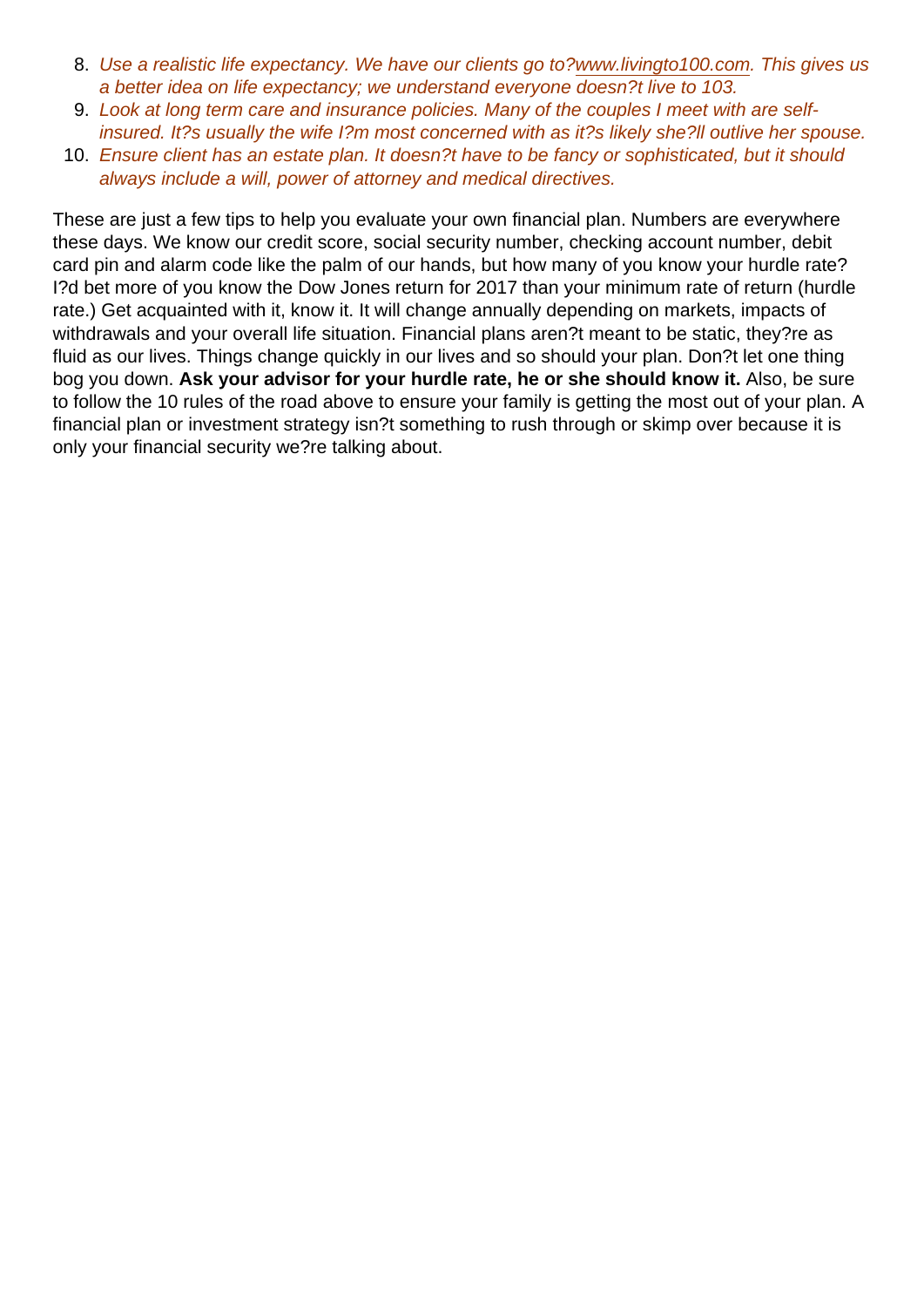8. *Use a realistic life expectancy. We have our clients go to?[www.livingto100.com](http://www.livingto100.com). This gives us a better idea on life expectancy; we understand everyone doesn?t live to 103.*
9. *Look at long term care and insurance policies. Many of the couples I meet with are self-insured. It?s usually the wife I?m most concerned with as it?s likely she?ll outlive her spouse.*
10. *Ensure client has an estate plan. It doesn?t have to be fancy or sophisticated, but it should always include a will, power of attorney and medical directives.*

These are just a few tips to help you evaluate your own financial plan. Numbers are everywhere these days. We know our credit score, social security number, checking account number, debit card pin and alarm code like the palm of our hands, but how many of you know your hurdle rate? I?d bet more of you know the Dow Jones return for 2017 than your minimum rate of return (hurdle rate.) Get acquainted with it, know it. It will change annually depending on markets, impacts of withdrawals and your overall life situation. Financial plans aren?t meant to be static, they?re as fluid as our lives. Things change quickly in our lives and so should your plan. Don?t let one thing bog you down. **Ask your advisor for your hurdle rate, he or she should know it.** Also, be sure to follow the 10 rules of the road above to ensure your family is getting the most out of your plan. A financial plan or investment strategy isn?t something to rush through or skimp over because it is only your financial security we?re talking about.